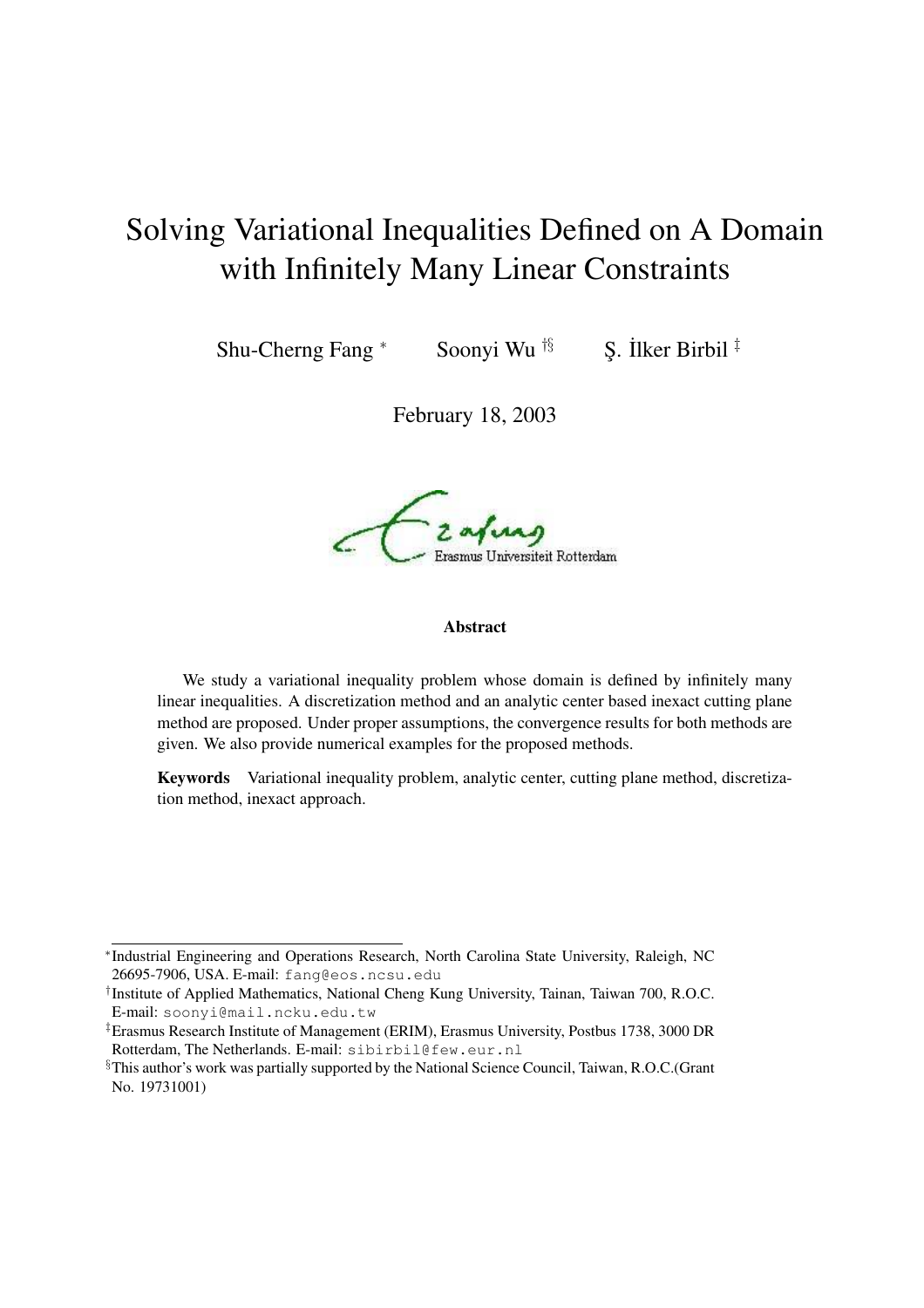# Solving Variational Inequalities Defined on A Domain with Infinitely Many Linear Constraints

Shu-Cherng Fang [*] Soonyi Wu [†§] Ş. İlker Birbil [‡]

February 18, 2003

Erasmus Universiteit Rotterdam

**Abstract**

We study a variational inequality problem whose domain is defined by infinitely many linear inequalities. A discretization method and an analytic center based inexact cutting plane method are proposed. Under proper assumptions, the convergence results for both methods are given. We also provide numerical examples for the proposed methods.

**Keywords** Variational inequality problem, analytic center, cutting plane method, discretization method, inexact approach.

---

[*] Industrial Engineering and Operations Research, North Carolina State University, Raleigh, NC 26695-7906, USA. E-mail: fang@eos.ncsu.edu

[†] Institute of Applied Mathematics, National Cheng Kung University, Tainan, Taiwan 700, R.O.C. E-mail: soonyi@mail.ncku.edu.tw

[‡] Erasmus Research Institute of Management (ERIM), Erasmus University, Postbus 1738, 3000 DR Rotterdam, The Netherlands. E-mail: sibirbil@few.eur.nl

[§] This author's work was partially supported by the National Science Council, Taiwan, R.O.C.(Grant No. 19731001)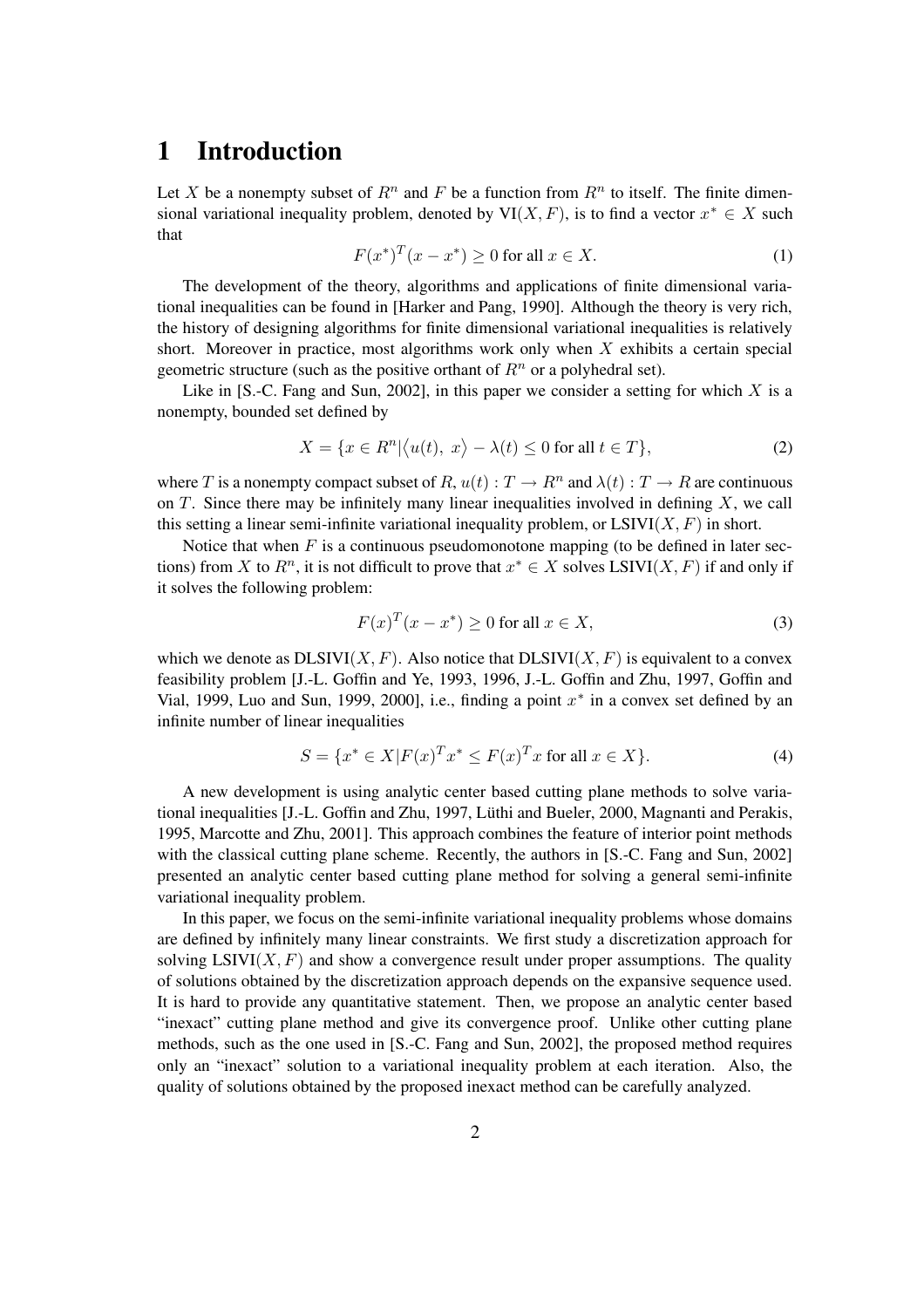# 1 Introduction

Let $X$ be a nonempty subset of $R^n$ and $F$ be a function from $R^n$ to itself. The finite dimensional variational inequality problem, denoted by $\text{VI}(X, F)$, is to find a vector $x^* \in X$ such that

$$F(x^*)^T(x - x^*) \geq 0 \text{ for all } x \in X. \tag{1}$$

The development of the theory, algorithms and applications of finite dimensional variational inequalities can be found in [Harker and Pang, 1990]. Although the theory is very rich, the history of designing algorithms for finite dimensional variational inequalities is relatively short. Moreover in practice, most algorithms work only when $X$ exhibits a certain special geometric structure (such as the positive orthant of $R^n$ or a polyhedral set).

Like in [S.-C. Fang and Sun, 2002], in this paper we consider a setting for which $X$ is a nonempty, bounded set defined by

$$X = \{x \in R^n | \langle u(t),\ x \rangle - \lambda(t) \leq 0 \text{ for all } t \in T\}, \tag{2}$$

where $T$ is a nonempty compact subset of $R$, $u(t) : T \to R^n$ and $\lambda(t) : T \to R$ are continuous on $T$. Since there may be infinitely many linear inequalities involved in defining $X$, we call this setting a linear semi-infinite variational inequality problem, or $\text{LSIVI}(X, F)$ in short.

Notice that when $F$ is a continuous pseudomonotone mapping (to be defined in later sections) from $X$ to $R^n$, it is not difficult to prove that $x^* \in X$ solves $\text{LSIVI}(X, F)$ if and only if it solves the following problem:

$$F(x)^T(x - x^*) \geq 0 \text{ for all } x \in X, \tag{3}$$

which we denote as $\text{DLSIVI}(X, F)$. Also notice that $\text{DLSIVI}(X, F)$ is equivalent to a convex feasibility problem [J.-L. Goffin and Ye, 1993, 1996, J.-L. Goffin and Zhu, 1997, Goffin and Vial, 1999, Luo and Sun, 1999, 2000], i.e., finding a point $x^*$ in a convex set defined by an infinite number of linear inequalities

$$S = \{x^* \in X | F(x)^T x^* \leq F(x)^T x \text{ for all } x \in X\}. \tag{4}$$

A new development is using analytic center based cutting plane methods to solve variational inequalities [J.-L. Goffin and Zhu, 1997, Lüthi and Bueler, 2000, Magnanti and Perakis, 1995, Marcotte and Zhu, 2001]. This approach combines the feature of interior point methods with the classical cutting plane scheme. Recently, the authors in [S.-C. Fang and Sun, 2002] presented an analytic center based cutting plane method for solving a general semi-infinite variational inequality problem.

In this paper, we focus on the semi-infinite variational inequality problems whose domains are defined by infinitely many linear constraints. We first study a discretization approach for solving $\text{LSIVI}(X, F)$ and show a convergence result under proper assumptions. The quality of solutions obtained by the discretization approach depends on the expansive sequence used. It is hard to provide any quantitative statement. Then, we propose an analytic center based "inexact" cutting plane method and give its convergence proof. Unlike other cutting plane methods, such as the one used in [S.-C. Fang and Sun, 2002], the proposed method requires only an "inexact" solution to a variational inequality problem at each iteration. Also, the quality of solutions obtained by the proposed inexact method can be carefully analyzed.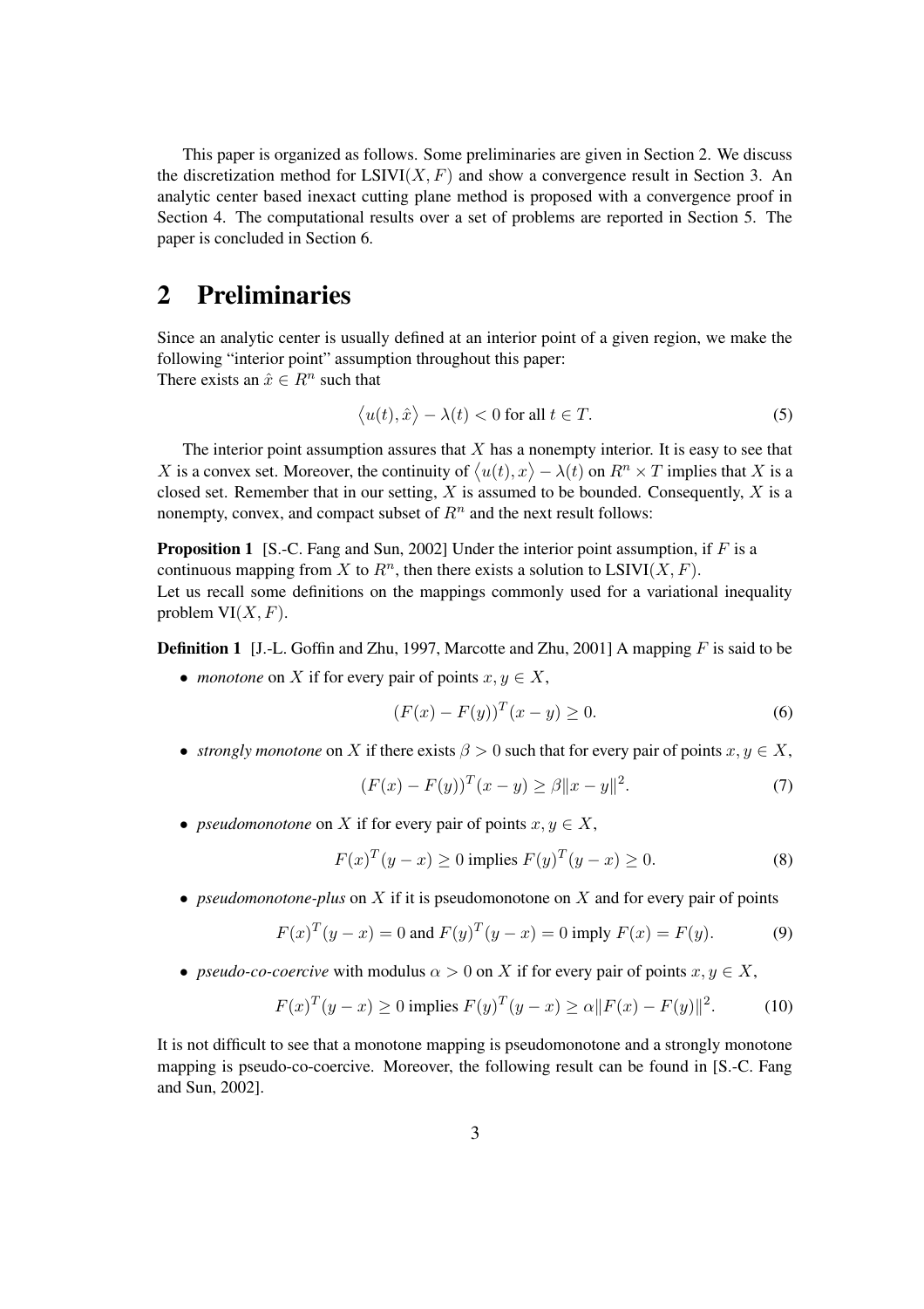This paper is organized as follows. Some preliminaries are given in Section 2. We discuss the discretization method for LSIVI$(X, F)$ and show a convergence result in Section 3. An analytic center based inexact cutting plane method is proposed with a convergence proof in Section 4. The computational results over a set of problems are reported in Section 5. The paper is concluded in Section 6.

# 2 Preliminaries

Since an analytic center is usually defined at an interior point of a given region, we make the following "interior point" assumption throughout this paper:
There exists an $\hat{x} \in R^n$ such that

$$\langle u(t), \hat{x} \rangle - \lambda(t) < 0 \text{ for all } t \in T. \tag{5}$$

The interior point assumption assures that $X$ has a nonempty interior. It is easy to see that $X$ is a convex set. Moreover, the continuity of $\langle u(t), x \rangle - \lambda(t)$ on $R^n \times T$ implies that $X$ is a closed set. Remember that in our setting, $X$ is assumed to be bounded. Consequently, $X$ is a nonempty, convex, and compact subset of $R^n$ and the next result follows:

**Proposition 1** [S.-C. Fang and Sun, 2002] Under the interior point assumption, if $F$ is a continuous mapping from $X$ to $R^n$, then there exists a solution to LSIVI$(X, F)$.
Let us recall some definitions on the mappings commonly used for a variational inequality problem VI$(X, F)$.

**Definition 1** [J.-L. Goffin and Zhu, 1997, Marcotte and Zhu, 2001] A mapping $F$ is said to be

- *monotone* on $X$ if for every pair of points $x, y \in X$,

$$(F(x) - F(y))^T (x - y) \geq 0. \tag{6}$$

- *strongly monotone* on $X$ if there exists $\beta > 0$ such that for every pair of points $x, y \in X$,

$$(F(x) - F(y))^T (x - y) \geq \beta \|x - y\|^2. \tag{7}$$

- *pseudomonotone* on $X$ if for every pair of points $x, y \in X$,

$$F(x)^T (y - x) \geq 0 \text{ implies } F(y)^T (y - x) \geq 0. \tag{8}$$

- *pseudomonotone-plus* on $X$ if it is pseudomonotone on $X$ and for every pair of points

$$F(x)^T (y - x) = 0 \text{ and } F(y)^T (y - x) = 0 \text{ imply } F(x) = F(y). \tag{9}$$

- *pseudo-co-coercive* with modulus $\alpha > 0$ on $X$ if for every pair of points $x, y \in X$,

$$F(x)^T (y - x) \geq 0 \text{ implies } F(y)^T (y - x) \geq \alpha \|F(x) - F(y)\|^2. \tag{10}$$

It is not difficult to see that a monotone mapping is pseudomonotone and a strongly monotone mapping is pseudo-co-coercive. Moreover, the following result can be found in [S.-C. Fang and Sun, 2002].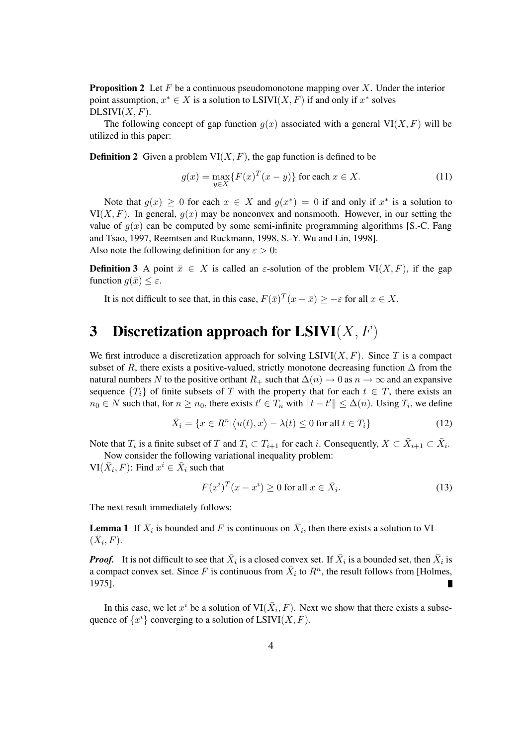**Proposition 2** Let $F$ be a continuous pseudomonotone mapping over $X$. Under the interior point assumption, $x^* \in X$ is a solution to LSIVI$(X, F)$ if and only if $x^*$ solves DLSIVI$(X, F)$.

The following concept of gap function $g(x)$ associated with a general VI$(X, F)$ will be utilized in this paper:

**Definition 2** Given a problem VI$(X, F)$, the gap function is defined to be

$$g(x) = \max_{y \in X} \{F(x)^T (x - y)\} \text{ for each } x \in X. \tag{11}$$

Note that $g(x) \geq 0$ for each $x \in X$ and $g(x^*) = 0$ if and only if $x^*$ is a solution to VI$(X, F)$. In general, $g(x)$ may be nonconvex and nonsmooth. However, in our setting the value of $g(x)$ can be computed by some semi-infinite programming algorithms [S.-C. Fang and Tsao, 1997, Reemtsen and Ruckmann, 1998, S.-Y. Wu and Lin, 1998].
Also note the following definition for any $\varepsilon > 0$:

**Definition 3** A point $\bar{x} \in X$ is called an $\varepsilon$-solution of the problem VI$(X, F)$, if the gap function $g(\bar{x}) \leq \varepsilon$.

It is not difficult to see that, in this case, $F(\bar{x})^T (x - \bar{x}) \geq -\varepsilon$ for all $x \in X$.

# 3 Discretization approach for LSIVI$(X, F)$

We first introduce a discretization approach for solving LSIVI$(X, F)$. Since $T$ is a compact subset of $R$, there exists a positive-valued, strictly monotone decreasing function $\Delta$ from the natural numbers $N$ to the positive orthant $R_+$ such that $\Delta(n) \to 0$ as $n \to \infty$ and an expansive sequence $\{T_i\}$ of finite subsets of $T$ with the property that for each $t \in T$, there exists an $n_0 \in N$ such that, for $n \geq n_0$, there exists $t' \in T_n$ with $\|t - t'\| \leq \Delta(n)$. Using $T_i$, we define

$$\bar{X}_i = \{x \in R^n | \langle u(t), x \rangle - \lambda(t) \leq 0 \text{ for all } t \in T_i\} \tag{12}$$

Note that $T_i$ is a finite subset of $T$ and $T_i \subset T_{i+1}$ for each $i$. Consequently, $X \subset \bar{X}_{i+1} \subset \bar{X}_i$.

Now consider the following variational inequality problem:
VI$(\bar{X}_i, F)$: Find $x^i \in \bar{X}_i$ such that

$$F(x^i)^T (x - x^i) \geq 0 \text{ for all } x \in \bar{X}_i. \tag{13}$$

The next result immediately follows:

**Lemma 1** If $\bar{X}_i$ is bounded and $F$ is continuous on $\bar{X}_i$, then there exists a solution to VI $(\bar{X}_i, F)$.

***Proof.*** It is not difficult to see that $\bar{X}_i$ is a closed convex set. If $\bar{X}_i$ is a bounded set, then $\bar{X}_i$ is a compact convex set. Since $F$ is continuous from $\bar{X}_i$ to $R^n$, the result follows from [Holmes, 1975]. ∎

In this case, we let $x^i$ be a solution of VI$(\bar{X}_i, F)$. Next we show that there exists a subsequence of $\{x^i\}$ converging to a solution of LSIVI$(X, F)$.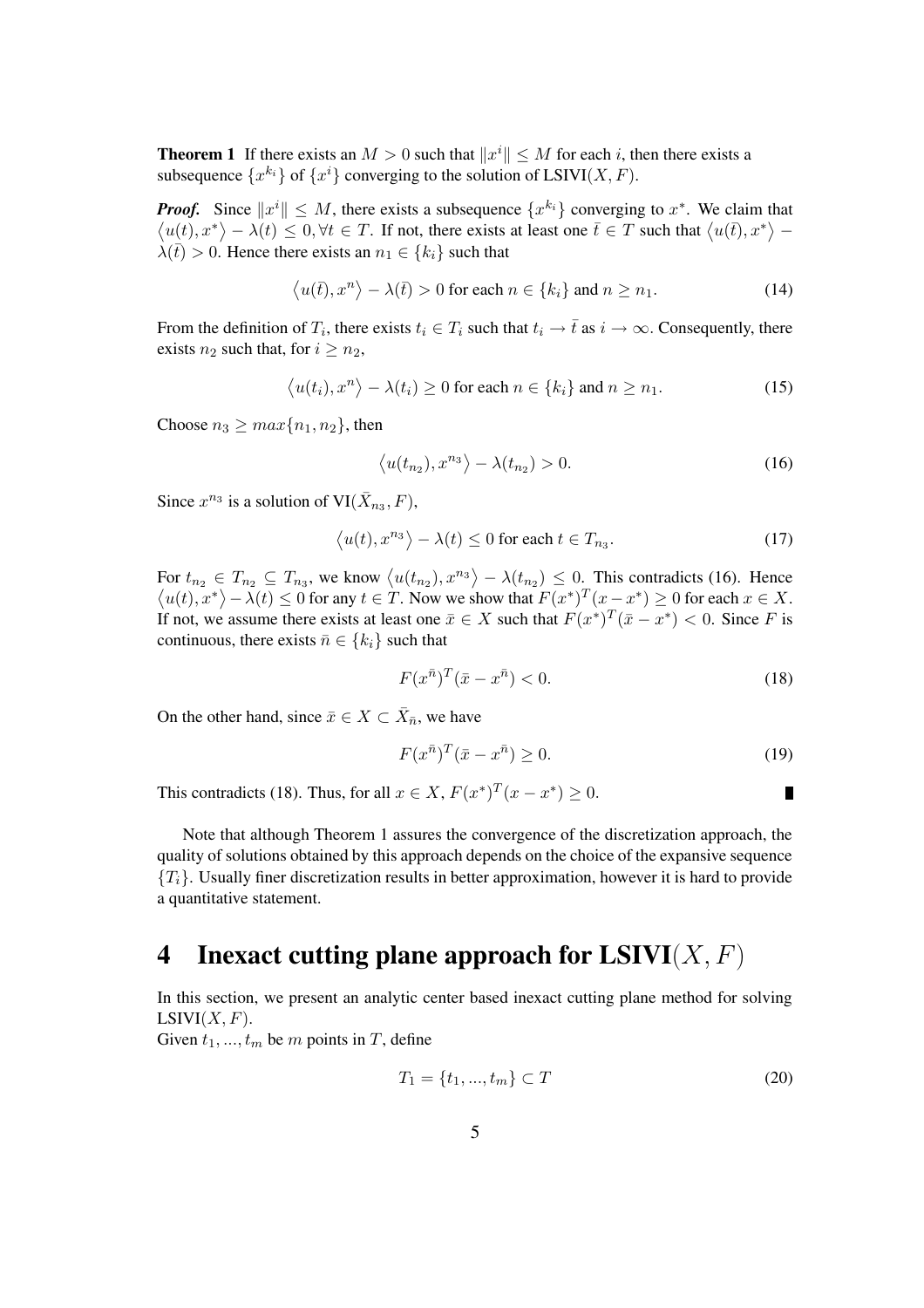**Theorem 1** If there exists an $M > 0$ such that $\|x^i\| \leq M$ for each $i$, then there exists a subsequence $\{x^{k_i}\}$ of $\{x^i\}$ converging to the solution of LSIVI$(X, F)$.

***Proof.*** Since $\|x^i\| \leq M$, there exists a subsequence $\{x^{k_i}\}$ converging to $x^*$. We claim that $\langle u(t), x^* \rangle - \lambda(t) \leq 0, \forall t \in T$. If not, there exists at least one $\bar{t} \in T$ such that $\langle u(\bar{t}), x^* \rangle - \lambda(\bar{t}) > 0$. Hence there exists an $n_1 \in \{k_i\}$ such that

$$\langle u(\bar{t}), x^n \rangle - \lambda(\bar{t}) > 0 \text{ for each } n \in \{k_i\} \text{ and } n \geq n_1. \tag{14}$$

From the definition of $T_i$, there exists $t_i \in T_i$ such that $t_i \to \bar{t}$ as $i \to \infty$. Consequently, there exists $n_2$ such that, for $i \geq n_2$,

$$\langle u(t_i), x^n \rangle - \lambda(t_i) \geq 0 \text{ for each } n \in \{k_i\} \text{ and } n \geq n_1. \tag{15}$$

Choose $n_3 \geq max\{n_1, n_2\}$, then

$$\langle u(t_{n_2}), x^{n_3} \rangle - \lambda(t_{n_2}) > 0. \tag{16}$$

Since $x^{n_3}$ is a solution of VI$(\bar{X}_{n_3}, F)$,

$$\langle u(t), x^{n_3} \rangle - \lambda(t) \leq 0 \text{ for each } t \in T_{n_3}. \tag{17}$$

For $t_{n_2} \in T_{n_2} \subseteq T_{n_3}$, we know $\langle u(t_{n_2}), x^{n_3} \rangle - \lambda(t_{n_2}) \leq 0$. This contradicts (16). Hence $\langle u(t), x^* \rangle - \lambda(t) \leq 0$ for any $t \in T$. Now we show that $F(x^*)^T(x - x^*) \geq 0$ for each $x \in X$. If not, we assume there exists at least one $\bar{x} \in X$ such that $F(x^*)^T(\bar{x} - x^*) < 0$. Since $F$ is continuous, there exists $\bar{n} \in \{k_i\}$ such that

$$F(x^{\bar{n}})^T(\bar{x} - x^{\bar{n}}) < 0. \tag{18}$$

On the other hand, since $\bar{x} \in X \subset \bar{X}_{\bar{n}}$, we have

$$F(x^{\bar{n}})^T(\bar{x} - x^{\bar{n}}) \geq 0. \tag{19}$$

This contradicts (18). Thus, for all $x \in X$, $F(x^*)^T(x - x^*) \geq 0$. ∎

Note that although Theorem 1 assures the convergence of the discretization approach, the quality of solutions obtained by this approach depends on the choice of the expansive sequence $\{T_i\}$. Usually finer discretization results in better approximation, however it is hard to provide a quantitative statement.

# 4 Inexact cutting plane approach for LSIVI$(X, F)$

In this section, we present an analytic center based inexact cutting plane method for solving LSIVI$(X, F)$.
Given $t_1, ..., t_m$ be $m$ points in $T$, define

$$T_1 = \{t_1, ..., t_m\} \subset T \tag{20}$$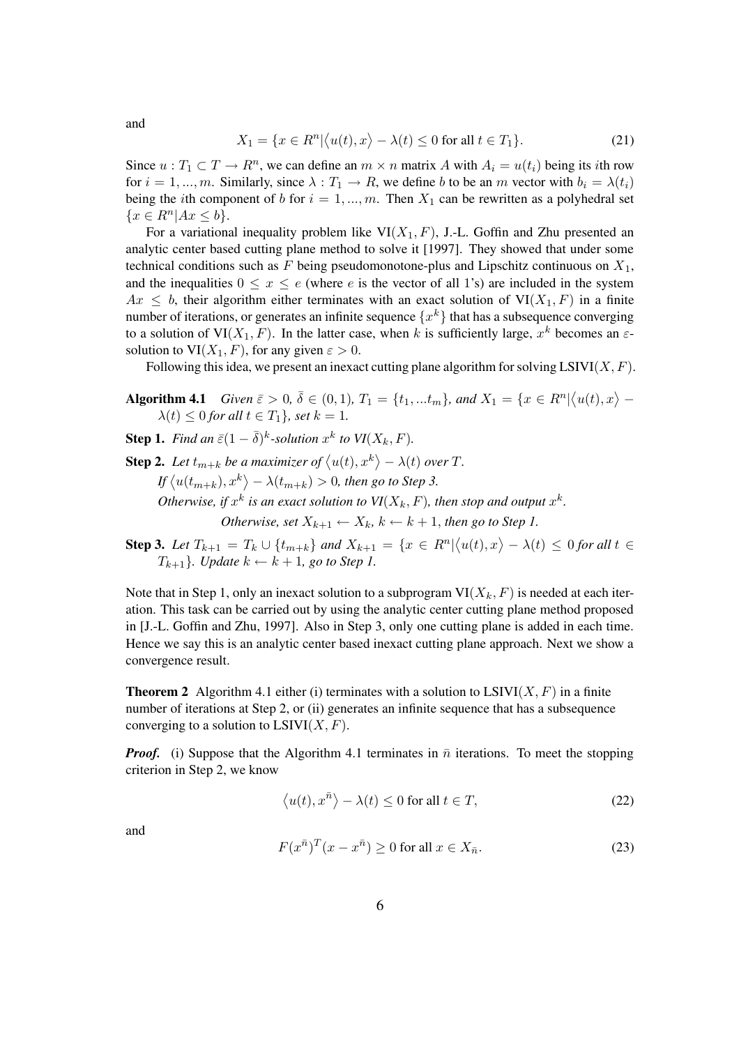and

$$X_1 = \{x \in R^n | \langle u(t), x \rangle - \lambda(t) \leq 0 \text{ for all } t \in T_1\}. \tag{21}$$

Since $u : T_1 \subset T \to R^n$, we can define an $m \times n$ matrix $A$ with $A_i = u(t_i)$ being its $i$th row for $i = 1, ..., m$. Similarly, since $\lambda : T_1 \to R$, we define $b$ to be an $m$ vector with $b_i = \lambda(t_i)$ being the $i$th component of $b$ for $i = 1, ..., m$. Then $X_1$ can be rewritten as a polyhedral set $\{x \in R^n | Ax \leq b\}$.

For a variational inequality problem like $\text{VI}(X_1, F)$, J.-L. Goffin and Zhu presented an analytic center based cutting plane method to solve it [1997]. They showed that under some technical conditions such as $F$ being pseudomonotone-plus and Lipschitz continuous on $X_1$, and the inequalities $0 \leq x \leq e$ (where $e$ is the vector of all 1's) are included in the system $Ax \leq b$, their algorithm either terminates with an exact solution of $\text{VI}(X_1, F)$ in a finite number of iterations, or generates an infinite sequence $\{x^k\}$ that has a subsequence converging to a solution of $\text{VI}(X_1, F)$. In the latter case, when $k$ is sufficiently large, $x^k$ becomes an $\varepsilon$-solution to $\text{VI}(X_1, F)$, for any given $\varepsilon > 0$.

Following this idea, we present an inexact cutting plane algorithm for solving $\text{LSIVI}(X, F)$.

**Algorithm 4.1** *Given $\bar{\varepsilon} > 0$, $\bar{\delta} \in (0, 1)$, $T_1 = \{t_1, ...t_m\}$, and $X_1 = \{x \in R^n | \langle u(t), x \rangle - \lambda(t) \leq 0$ for all $t \in T_1\}$, set $k = 1$.*

**Step 1.** *Find an $\bar{\varepsilon}(1 - \bar{\delta})^k$-solution $x^k$ to $VI(X_k, F)$.*

**Step 2.** *Let $t_{m+k}$ be a maximizer of $\langle u(t), x^k \rangle - \lambda(t)$ over $T$.*
*If $\langle u(t_{m+k}), x^k \rangle - \lambda(t_{m+k}) > 0$, then go to Step 3.*
*Otherwise, if $x^k$ is an exact solution to $VI(X_k, F)$, then stop and output $x^k$.*
*Otherwise, set $X_{k+1} \leftarrow X_k$, $k \leftarrow k + 1$, then go to Step 1.*

**Step 3.** *Let $T_{k+1} = T_k \cup \{t_{m+k}\}$ and $X_{k+1} = \{x \in R^n | \langle u(t), x \rangle - \lambda(t) \leq 0$ for all $t \in T_{k+1}\}$. Update $k \leftarrow k + 1$, go to Step 1.*

Note that in Step 1, only an inexact solution to a subprogram $\text{VI}(X_k, F)$ is needed at each iteration. This task can be carried out by using the analytic center cutting plane method proposed in [J.-L. Goffin and Zhu, 1997]. Also in Step 3, only one cutting plane is added in each time. Hence we say this is an analytic center based inexact cutting plane approach. Next we show a convergence result.

**Theorem 2** Algorithm 4.1 either (i) terminates with a solution to $\text{LSIVI}(X, F)$ in a finite number of iterations at Step 2, or (ii) generates an infinite sequence that has a subsequence converging to a solution to $\text{LSIVI}(X, F)$.

***Proof.*** (i) Suppose that the Algorithm 4.1 terminates in $\bar{n}$ iterations. To meet the stopping criterion in Step 2, we know

$$\langle u(t), x^{\bar{n}} \rangle - \lambda(t) \leq 0 \text{ for all } t \in T, \tag{22}$$

and

$$F(x^{\bar{n}})^T (x - x^{\bar{n}}) \geq 0 \text{ for all } x \in X_{\bar{n}}. \tag{23}$$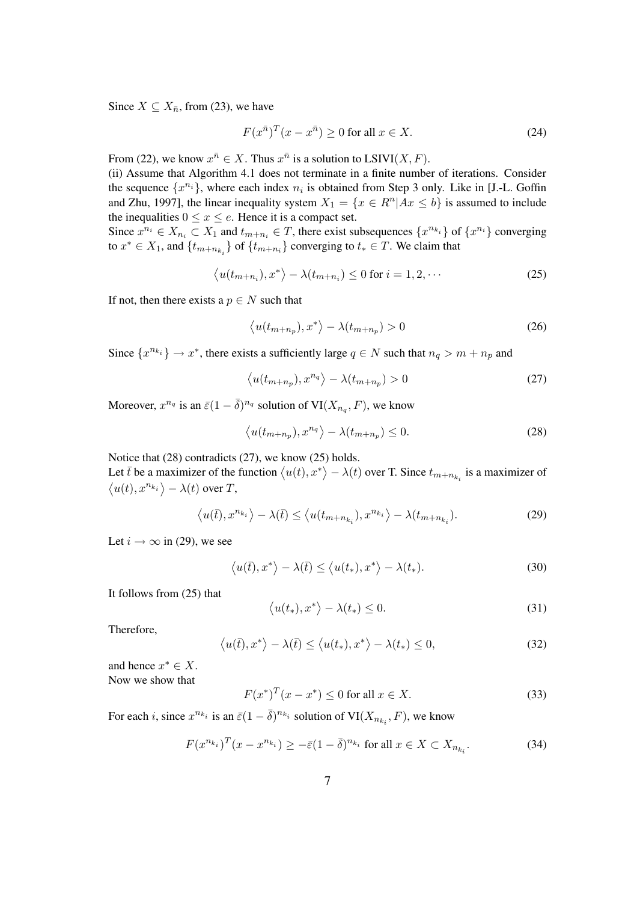Since $X \subseteq X_{\bar{n}}$, from (23), we have

$$F(x^{\bar{n}})^T(x - x^{\bar{n}}) \geq 0 \text{ for all } x \in X. \tag{24}$$

From (22), we know $x^{\bar{n}} \in X$. Thus $x^{\bar{n}}$ is a solution to LSIVI$(X, F)$.

(ii) Assume that Algorithm 4.1 does not terminate in a finite number of iterations. Consider the sequence $\{x^{n_i}\}$, where each index $n_i$ is obtained from Step 3 only. Like in [J.-L. Goffin and Zhu, 1997], the linear inequality system $X_1 = \{x \in R^n | Ax \leq b\}$ is assumed to include the inequalities $0 \leq x \leq e$. Hence it is a compact set.

Since $x^{n_i} \in X_{n_i} \subset X_1$ and $t_{m+n_i} \in T$, there exist subsequences $\{x^{n_{k_i}}\}$ of $\{x^{n_i}\}$ converging to $x^* \in X_1$, and $\{t_{m+n_{k_i}}\}$ of $\{t_{m+n_i}\}$ converging to $t_* \in T$. We claim that

$$\left\langle u(t_{m+n_i}), x^* \right\rangle - \lambda(t_{m+n_i}) \leq 0 \text{ for } i = 1, 2, \cdots \tag{25}$$

If not, then there exists a $p \in N$ such that

$$\left\langle u(t_{m+n_p}), x^* \right\rangle - \lambda(t_{m+n_p}) > 0 \tag{26}$$

Since $\{x^{n_{k_i}}\} \to x^*$, there exists a sufficiently large $q \in N$ such that $n_q > m + n_p$ and

$$\left\langle u(t_{m+n_p}), x^{n_q} \right\rangle - \lambda(t_{m+n_p}) > 0 \tag{27}$$

Moreover, $x^{n_q}$ is an $\bar{\varepsilon}(1 - \bar{\delta})^{n_q}$ solution of VI$(X_{n_q}, F)$, we know

$$\left\langle u(t_{m+n_p}), x^{n_q} \right\rangle - \lambda(t_{m+n_p}) \leq 0. \tag{28}$$

Notice that (28) contradicts (27), we know (25) holds.

Let $\bar{t}$ be a maximizer of the function $\left\langle u(t), x^* \right\rangle - \lambda(t)$ over T. Since $t_{m+n_{k_i}}$ is a maximizer of $\left\langle u(t), x^{n_{k_i}} \right\rangle - \lambda(t)$ over $T$,

$$\left\langle u(\bar{t}), x^{n_{k_i}} \right\rangle - \lambda(\bar{t}) \leq \left\langle u(t_{m+n_{k_i}}), x^{n_{k_i}} \right\rangle - \lambda(t_{m+n_{k_i}}). \tag{29}$$

Let $i \to \infty$ in (29), we see

$$\left\langle u(\bar{t}), x^* \right\rangle - \lambda(\bar{t}) \leq \left\langle u(t_*), x^* \right\rangle - \lambda(t_*). \tag{30}$$

It follows from (25) that

$$\left\langle u(t_*), x^* \right\rangle - \lambda(t_*) \leq 0. \tag{31}$$

Therefore,

$$\left\langle u(\bar{t}), x^* \right\rangle - \lambda(\bar{t}) \leq \left\langle u(t_*), x^* \right\rangle - \lambda(t_*) \leq 0, \tag{32}$$

and hence $x^* \in X$.

Now we show that

$$F(x^*)^T(x - x^*) \leq 0 \text{ for all } x \in X. \tag{33}$$

For each $i$, since $x^{n_{k_i}}$ is an $\bar{\varepsilon}(1 - \bar{\delta})^{n_{k_i}}$ solution of VI$(X_{n_{k_i}}, F)$, we know

$$F(x^{n_{k_i}})^T(x - x^{n_{k_i}}) \geq -\bar{\varepsilon}(1 - \bar{\delta})^{n_{k_i}} \text{ for all } x \in X \subset X_{n_{k_i}}. \tag{34}$$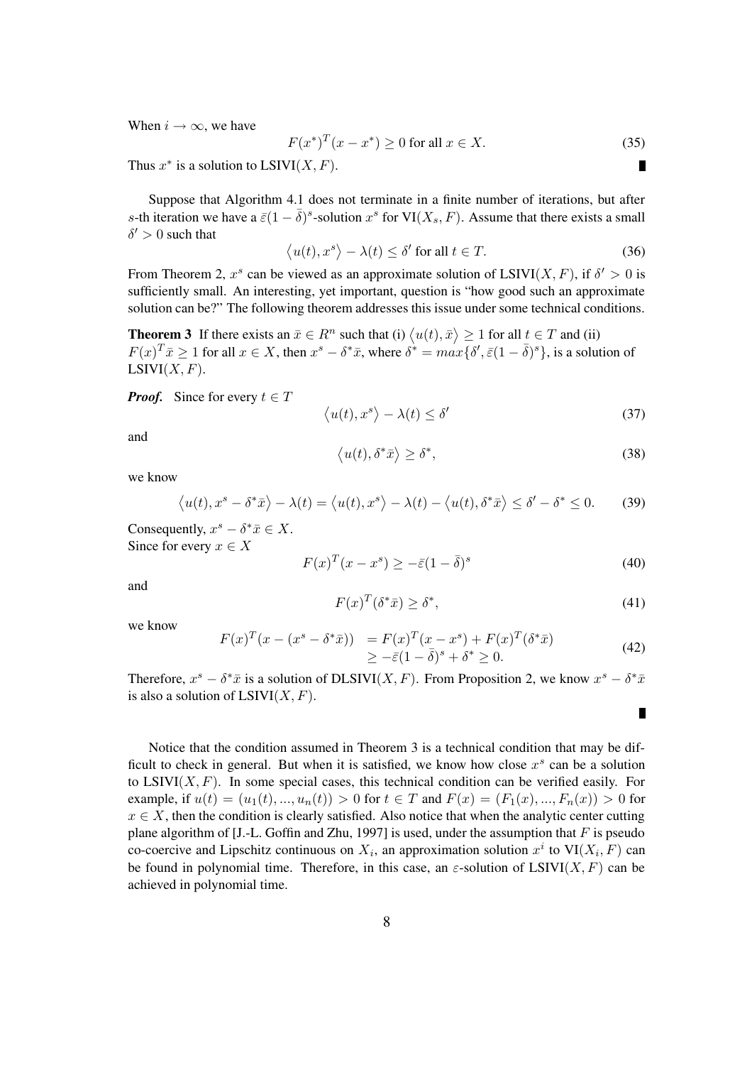When $i \to \infty$, we have

$$F(x^*)^T(x - x^*) \geq 0 \text{ for all } x \in X. \tag{35}$$

Thus $x^*$ is a solution to LSIVI$(X, F)$. ∎

Suppose that Algorithm 4.1 does not terminate in a finite number of iterations, but after $s$-th iteration we have a $\bar{\varepsilon}(1-\bar{\delta})^s$-solution $x^s$ for VI$(X_s, F)$. Assume that there exists a small $\delta' > 0$ such that

$$\langle u(t), x^s \rangle - \lambda(t) \leq \delta' \text{ for all } t \in T. \tag{36}$$

From Theorem 2, $x^s$ can be viewed as an approximate solution of LSIVI$(X, F)$, if $\delta' > 0$ is sufficiently small. An interesting, yet important, question is "how good such an approximate solution can be?" The following theorem addresses this issue under some technical conditions.

**Theorem 3** If there exists an $\bar{x} \in R^n$ such that (i) $\langle u(t), \bar{x} \rangle \geq 1$ for all $t \in T$ and (ii) $F(x)^T \bar{x} \geq 1$ for all $x \in X$, then $x^s - \delta^* \bar{x}$, where $\delta^* = max\{\delta', \bar{\varepsilon}(1-\bar{\delta})^s\}$, is a solution of LSIVI$(X, F)$.

***Proof.*** Since for every $t \in T$

$$\langle u(t), x^s \rangle - \lambda(t) \leq \delta' \tag{37}$$

and

$$\langle u(t), \delta^* \bar{x} \rangle \geq \delta^*, \tag{38}$$

we know

$$\langle u(t), x^s - \delta^* \bar{x} \rangle - \lambda(t) = \langle u(t), x^s \rangle - \lambda(t) - \langle u(t), \delta^* \bar{x} \rangle \leq \delta' - \delta^* \leq 0. \tag{39}$$

Consequently, $x^s - \delta^* \bar{x} \in X$.
Since for every $x \in X$

$$F(x)^T(x - x^s) \geq -\bar{\varepsilon}(1-\bar{\delta})^s \tag{40}$$

and

$$F(x)^T(\delta^* \bar{x}) \geq \delta^*, \tag{41}$$

we know

$$\begin{aligned} F(x)^T(x - (x^s - \delta^* \bar{x})) &= F(x)^T(x - x^s) + F(x)^T(\delta^* \bar{x}) \\ &\geq -\bar{\varepsilon}(1-\bar{\delta})^s + \delta^* \geq 0. \end{aligned} \tag{42}$$

Therefore, $x^s - \delta^* \bar{x}$ is a solution of DLSIVI$(X, F)$. From Proposition 2, we know $x^s - \delta^* \bar{x}$ is also a solution of LSIVI$(X, F)$. ∎

Notice that the condition assumed in Theorem 3 is a technical condition that may be difficult to check in general. But when it is satisfied, we know how close $x^s$ can be a solution to LSIVI$(X, F)$. In some special cases, this technical condition can be verified easily. For example, if $u(t) = (u_1(t), ..., u_n(t)) > 0$ for $t \in T$ and $F(x) = (F_1(x), ..., F_n(x)) > 0$ for $x \in X$, then the condition is clearly satisfied. Also notice that when the analytic center cutting plane algorithm of [J.-L. Goffin and Zhu, 1997] is used, under the assumption that $F$ is pseudo co-coercive and Lipschitz continuous on $X_i$, an approximation solution $x^i$ to VI$(X_i, F)$ can be found in polynomial time. Therefore, in this case, an $\varepsilon$-solution of LSIVI$(X, F)$ can be achieved in polynomial time.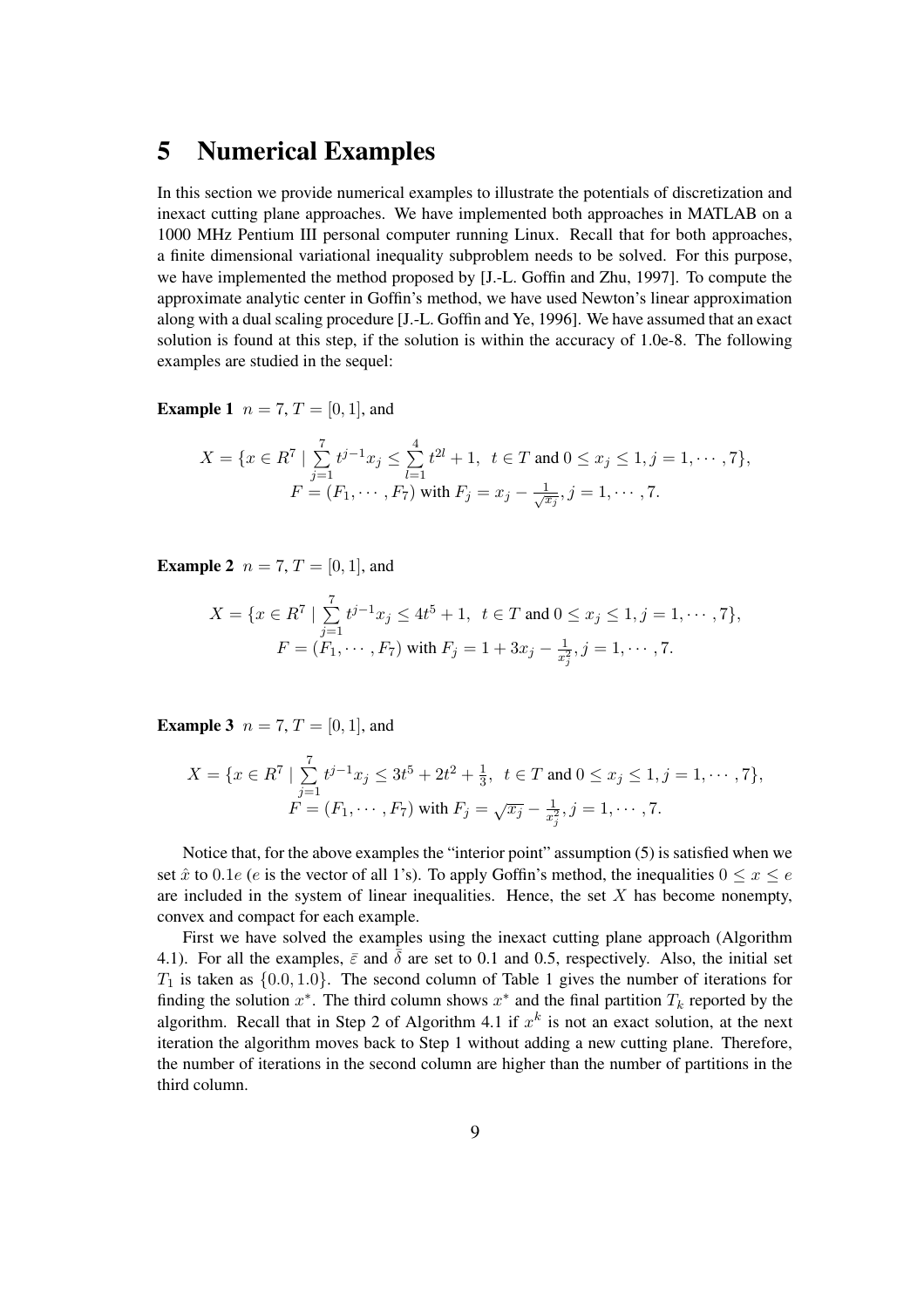# 5 Numerical Examples

In this section we provide numerical examples to illustrate the potentials of discretization and inexact cutting plane approaches. We have implemented both approaches in MATLAB on a 1000 MHz Pentium III personal computer running Linux. Recall that for both approaches, a finite dimensional variational inequality subproblem needs to be solved. For this purpose, we have implemented the method proposed by [J.-L. Goffin and Zhu, 1997]. To compute the approximate analytic center in Goffin's method, we have used Newton's linear approximation along with a dual scaling procedure [J.-L. Goffin and Ye, 1996]. We have assumed that an exact solution is found at this step, if the solution is within the accuracy of 1.0e-8. The following examples are studied in the sequel:

**Example 1** $n = 7$, $T = [0, 1]$, and

$$X = \{x \in R^7 \mid \sum_{j=1}^{7} t^{j-1} x_j \leq \sum_{l=1}^{4} t^{2l} + 1, \;\; t \in T \text{ and } 0 \leq x_j \leq 1, j = 1, \cdots, 7\},$$
$$F = (F_1, \cdots, F_7) \text{ with } F_j = x_j - \frac{1}{\sqrt{x_j}}, j = 1, \cdots, 7.$$

**Example 2** $n = 7$, $T = [0, 1]$, and

$$X = \{x \in R^7 \mid \sum_{j=1}^{7} t^{j-1} x_j \leq 4t^5 + 1, \;\; t \in T \text{ and } 0 \leq x_j \leq 1, j = 1, \cdots, 7\},$$
$$F = (F_1, \cdots, F_7) \text{ with } F_j = 1 + 3x_j - \frac{1}{x_j^2}, j = 1, \cdots, 7.$$

**Example 3** $n = 7$, $T = [0, 1]$, and

$$X = \{x \in R^7 \mid \sum_{j=1}^{7} t^{j-1} x_j \leq 3t^5 + 2t^2 + \frac{1}{3}, \;\; t \in T \text{ and } 0 \leq x_j \leq 1, j = 1, \cdots, 7\},$$
$$F = (F_1, \cdots, F_7) \text{ with } F_j = \sqrt{x_j} - \frac{1}{x_j^2}, j = 1, \cdots, 7.$$

Notice that, for the above examples the "interior point" assumption (5) is satisfied when we set $\hat{x}$ to $0.1e$ ($e$ is the vector of all 1's). To apply Goffin's method, the inequalities $0 \leq x \leq e$ are included in the system of linear inequalities. Hence, the set $X$ has become nonempty, convex and compact for each example.

First we have solved the examples using the inexact cutting plane approach (Algorithm 4.1). For all the examples, $\bar{\varepsilon}$ and $\bar{\delta}$ are set to 0.1 and 0.5, respectively. Also, the initial set $T_1$ is taken as $\{0.0, 1.0\}$. The second column of Table 1 gives the number of iterations for finding the solution $x^*$. The third column shows $x^*$ and the final partition $T_k$ reported by the algorithm. Recall that in Step 2 of Algorithm 4.1 if $x^k$ is not an exact solution, at the next iteration the algorithm moves back to Step 1 without adding a new cutting plane. Therefore, the number of iterations in the second column are higher than the number of partitions in the third column.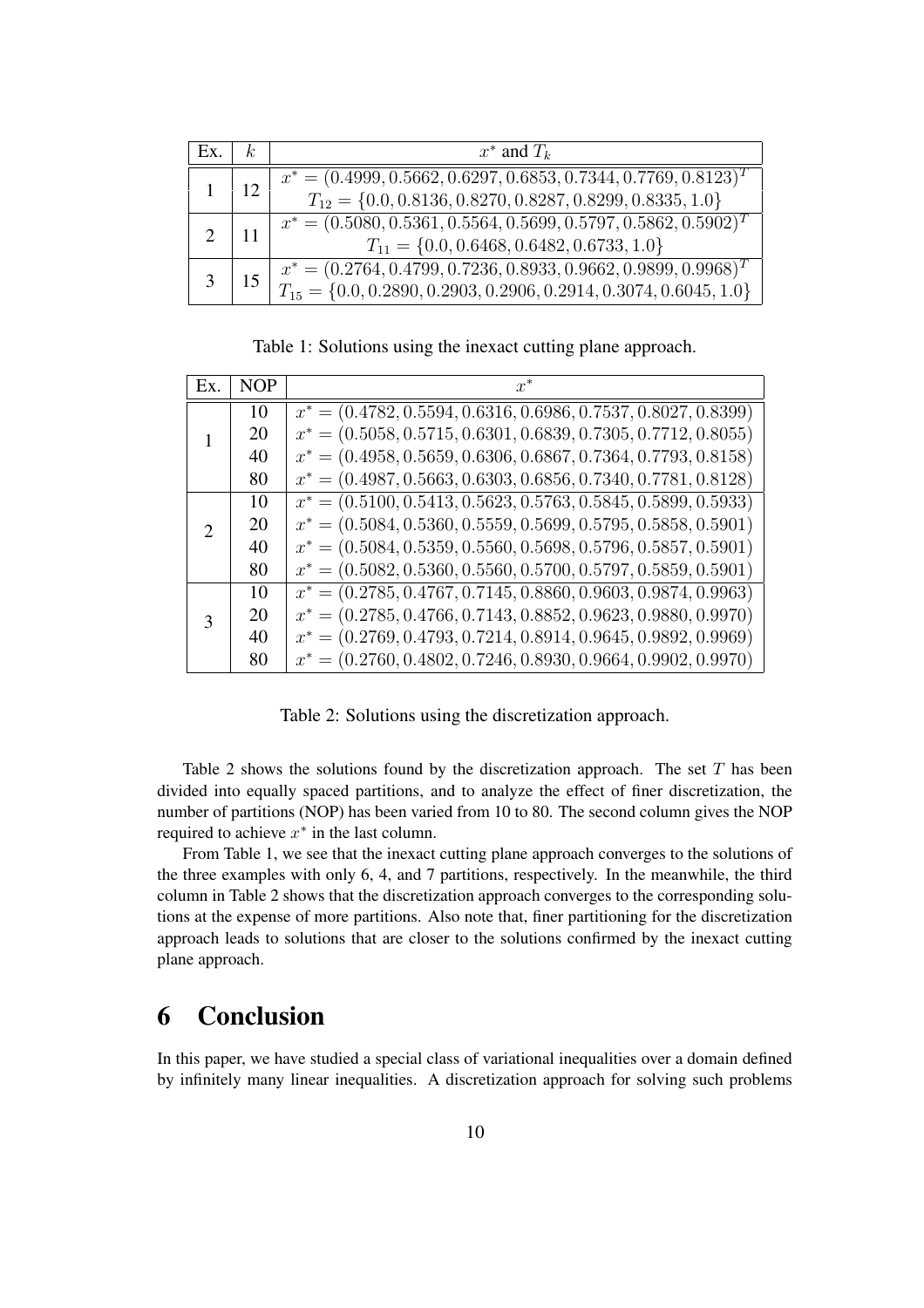| Ex. | $k$ | $x^*$ and $T_k$ |
|---|---|---|
| 1 | 12 | $x^* = (0.4999, 0.5662, 0.6297, 0.6853, 0.7344, 0.7769, 0.8123)^T$ <br> $T_{12} = \{0.0, 0.8136, 0.8270, 0.8287, 0.8299, 0.8335, 1.0\}$ |
| 2 | 11 | $x^* = (0.5080, 0.5361, 0.5564, 0.5699, 0.5797, 0.5862, 0.5902)^T$ <br> $T_{11} = \{0.0, 0.6468, 0.6482, 0.6733, 1.0\}$ |
| 3 | 15 | $x^* = (0.2764, 0.4799, 0.7236, 0.8933, 0.9662, 0.9899, 0.9968)^T$ <br> $T_{15} = \{0.0, 0.2890, 0.2903, 0.2906, 0.2914, 0.3074, 0.6045, 1.0\}$ |

Table 1: Solutions using the inexact cutting plane approach.

| Ex. | NOP | $x^*$ |
|---|---|---|
| 1 | 10 | $x^* = (0.4782, 0.5594, 0.6316, 0.6986, 0.7537, 0.8027, 0.8399)$ |
| | 20 | $x^* = (0.5058, 0.5715, 0.6301, 0.6839, 0.7305, 0.7712, 0.8055)$ |
| | 40 | $x^* = (0.4958, 0.5659, 0.6306, 0.6867, 0.7364, 0.7793, 0.8158)$ |
| | 80 | $x^* = (0.4987, 0.5663, 0.6303, 0.6856, 0.7340, 0.7781, 0.8128)$ |
| 2 | 10 | $x^* = (0.5100, 0.5413, 0.5623, 0.5763, 0.5845, 0.5899, 0.5933)$ |
| | 20 | $x^* = (0.5084, 0.5360, 0.5559, 0.5699, 0.5795, 0.5858, 0.5901)$ |
| | 40 | $x^* = (0.5084, 0.5359, 0.5560, 0.5698, 0.5796, 0.5857, 0.5901)$ |
| | 80 | $x^* = (0.5082, 0.5360, 0.5560, 0.5700, 0.5797, 0.5859, 0.5901)$ |
| 3 | 10 | $x^* = (0.2785, 0.4767, 0.7145, 0.8860, 0.9603, 0.9874, 0.9963)$ |
| | 20 | $x^* = (0.2785, 0.4766, 0.7143, 0.8852, 0.9623, 0.9880, 0.9970)$ |
| | 40 | $x^* = (0.2769, 0.4793, 0.7214, 0.8914, 0.9645, 0.9892, 0.9969)$ |
| | 80 | $x^* = (0.2760, 0.4802, 0.7246, 0.8930, 0.9664, 0.9902, 0.9970)$ |

Table 2: Solutions using the discretization approach.

Table 2 shows the solutions found by the discretization approach. The set $T$ has been divided into equally spaced partitions, and to analyze the effect of finer discretization, the number of partitions (NOP) has been varied from 10 to 80. The second column gives the NOP required to achieve $x^*$ in the last column.

From Table 1, we see that the inexact cutting plane approach converges to the solutions of the three examples with only 6, 4, and 7 partitions, respectively. In the meanwhile, the third column in Table 2 shows that the discretization approach converges to the corresponding solutions at the expense of more partitions. Also note that, finer partitioning for the discretization approach leads to solutions that are closer to the solutions confirmed by the inexact cutting plane approach.

# 6 Conclusion

In this paper, we have studied a special class of variational inequalities over a domain defined by infinitely many linear inequalities. A discretization approach for solving such problems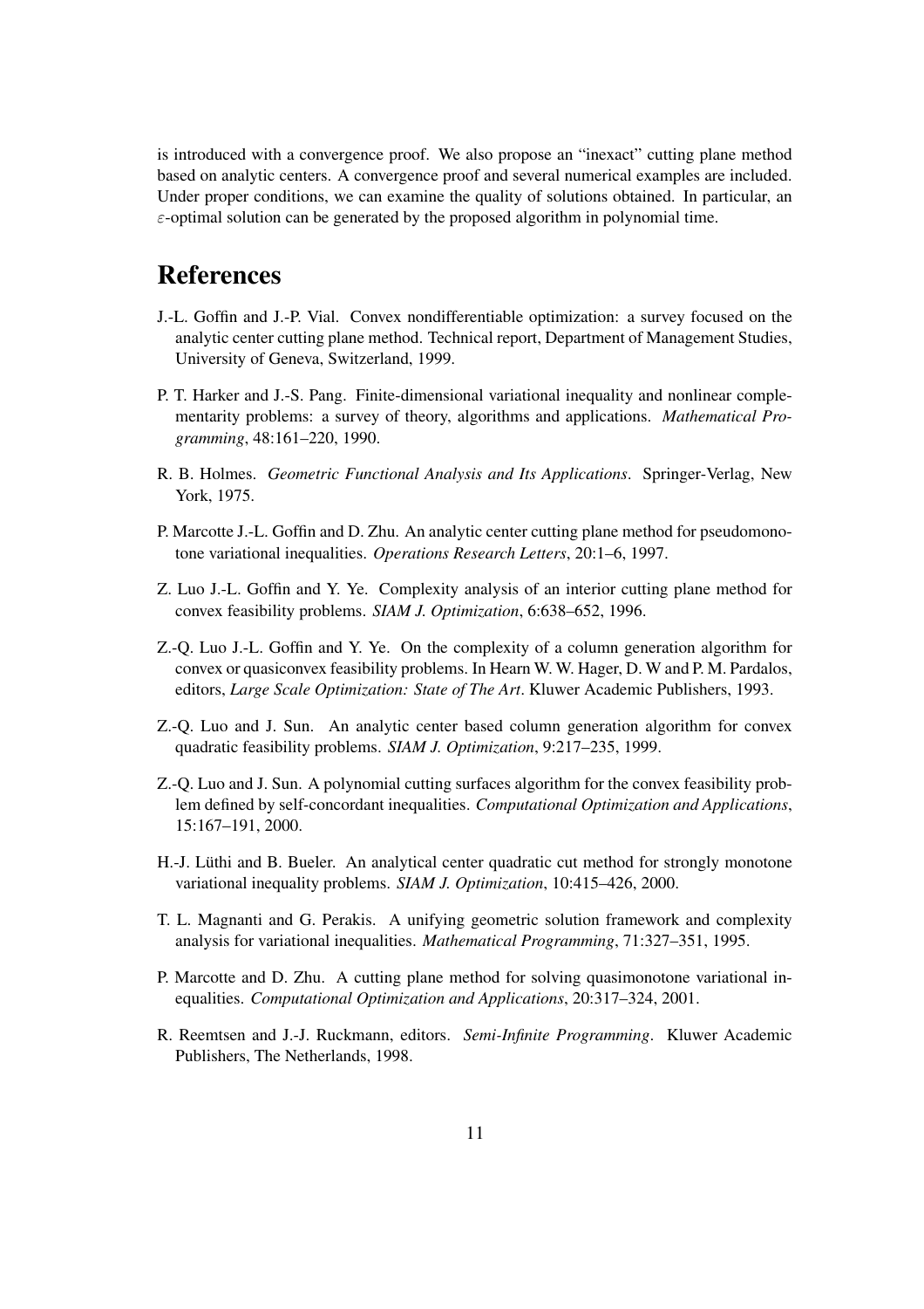is introduced with a convergence proof. We also propose an "inexact" cutting plane method based on analytic centers. A convergence proof and several numerical examples are included. Under proper conditions, we can examine the quality of solutions obtained. In particular, an $\varepsilon$-optimal solution can be generated by the proposed algorithm in polynomial time.

# References

J.-L. Goffin and J.-P. Vial. Convex nondifferentiable optimization: a survey focused on the analytic center cutting plane method. Technical report, Department of Management Studies, University of Geneva, Switzerland, 1999.

P. T. Harker and J.-S. Pang. Finite-dimensional variational inequality and nonlinear complementarity problems: a survey of theory, algorithms and applications. *Mathematical Programming*, 48:161–220, 1990.

R. B. Holmes. *Geometric Functional Analysis and Its Applications*. Springer-Verlag, New York, 1975.

P. Marcotte J.-L. Goffin and D. Zhu. An analytic center cutting plane method for pseudomonotone variational inequalities. *Operations Research Letters*, 20:1–6, 1997.

Z. Luo J.-L. Goffin and Y. Ye. Complexity analysis of an interior cutting plane method for convex feasibility problems. *SIAM J. Optimization*, 6:638–652, 1996.

Z.-Q. Luo J.-L. Goffin and Y. Ye. On the complexity of a column generation algorithm for convex or quasiconvex feasibility problems. In Hearn W. W. Hager, D. W and P. M. Pardalos, editors, *Large Scale Optimization: State of The Art*. Kluwer Academic Publishers, 1993.

Z.-Q. Luo and J. Sun. An analytic center based column generation algorithm for convex quadratic feasibility problems. *SIAM J. Optimization*, 9:217–235, 1999.

Z.-Q. Luo and J. Sun. A polynomial cutting surfaces algorithm for the convex feasibility problem defined by self-concordant inequalities. *Computational Optimization and Applications*, 15:167–191, 2000.

H.-J. Lüthi and B. Bueler. An analytical center quadratic cut method for strongly monotone variational inequality problems. *SIAM J. Optimization*, 10:415–426, 2000.

T. L. Magnanti and G. Perakis. A unifying geometric solution framework and complexity analysis for variational inequalities. *Mathematical Programming*, 71:327–351, 1995.

P. Marcotte and D. Zhu. A cutting plane method for solving quasimonotone variational inequalities. *Computational Optimization and Applications*, 20:317–324, 2001.

R. Reemtsen and J.-J. Ruckmann, editors. *Semi-Infinite Programming*. Kluwer Academic Publishers, The Netherlands, 1998.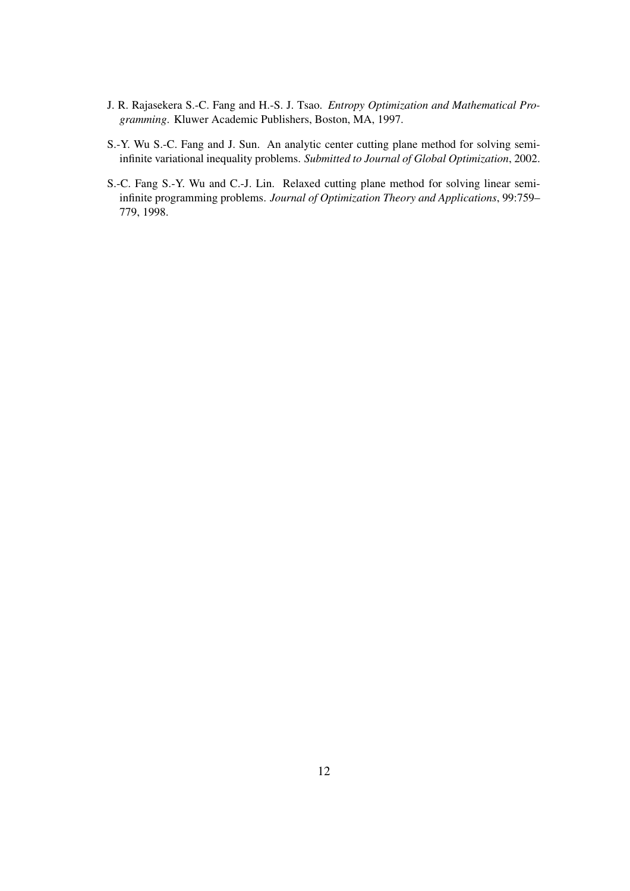J. R. Rajasekera S.-C. Fang and H.-S. J. Tsao. *Entropy Optimization and Mathematical Programming*. Kluwer Academic Publishers, Boston, MA, 1997.

S.-Y. Wu S.-C. Fang and J. Sun. An analytic center cutting plane method for solving semi-infinite variational inequality problems. *Submitted to Journal of Global Optimization*, 2002.

S.-C. Fang S.-Y. Wu and C.-J. Lin. Relaxed cutting plane method for solving linear semi-infinite programming problems. *Journal of Optimization Theory and Applications*, 99:759–779, 1998.